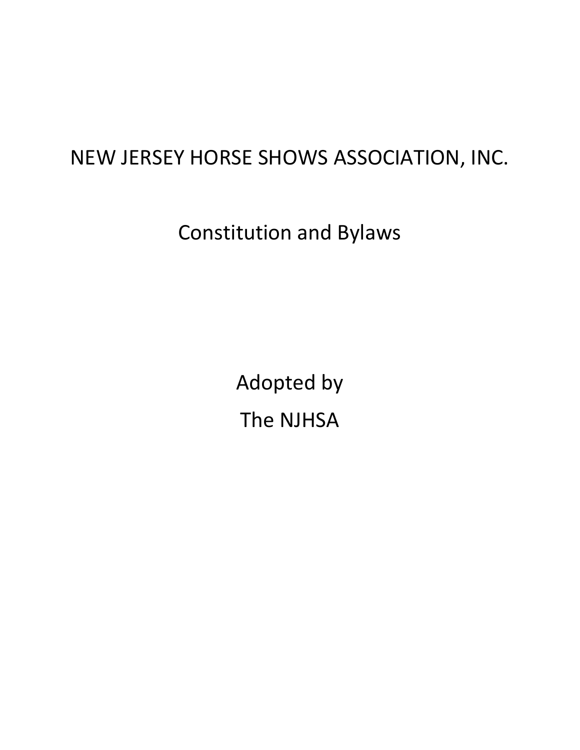# NEW JERSEY HORSE SHOWS ASSOCIATION, INC.

## Constitution and Bylaws

Adopted by

The NJHSA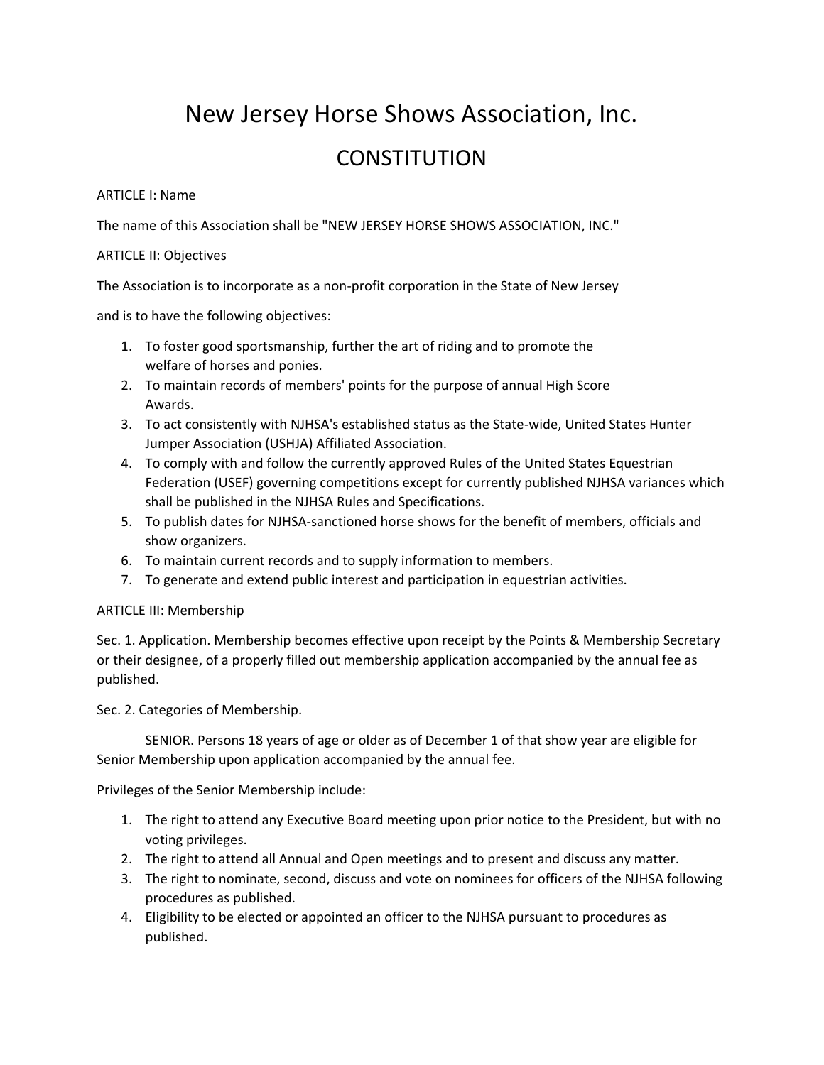# New Jersey Horse Shows Association, Inc.

## CONSTITUTION

ARTICLE I: Name

The name of this Association shall be "NEW JERSEY HORSE SHOWS ASSOCIATION, INC."

ARTICLE II: Objectives

The Association is to incorporate as a non-profit corporation in the State of New Jersey and is to have the following objectives:

1. To foster good sportsmanship, further the art of riding and to promote the welfare of horses and ponies.
2. To maintain records of members' points for the purpose of annual High Score Awards.
3. To act consistently with NJHSA's established status as the State-wide, United States Hunter Jumper Association (USHJA) Affiliated Association.
4. To comply with and follow the currently approved Rules of the United States Equestrian Federation (USEF) governing competitions except for currently published NJHSA variances which shall be published in the NJHSA Rules and Specifications.
5. To publish dates for NJHSA-sanctioned horse shows for the benefit of members, officials and show organizers.
6. To maintain current records and to supply information to members.
7. To generate and extend public interest and participation in equestrian activities.

ARTICLE III: Membership

Sec. 1. Application. Membership becomes effective upon receipt by the Points & Membership Secretary or their designee, of a properly filled out membership application accompanied by the annual fee as published.

Sec. 2. Categories of Membership.

SENIOR. Persons 18 years of age or older as of December 1 of that show year are eligible for Senior Membership upon application accompanied by the annual fee.

Privileges of the Senior Membership include:

1. The right to attend any Executive Board meeting upon prior notice to the President, but with no voting privileges.
2. The right to attend all Annual and Open meetings and to present and discuss any matter.
3. The right to nominate, second, discuss and vote on nominees for officers of the NJHSA following procedures as published.
4. Eligibility to be elected or appointed an officer to the NJHSA pursuant to procedures as published.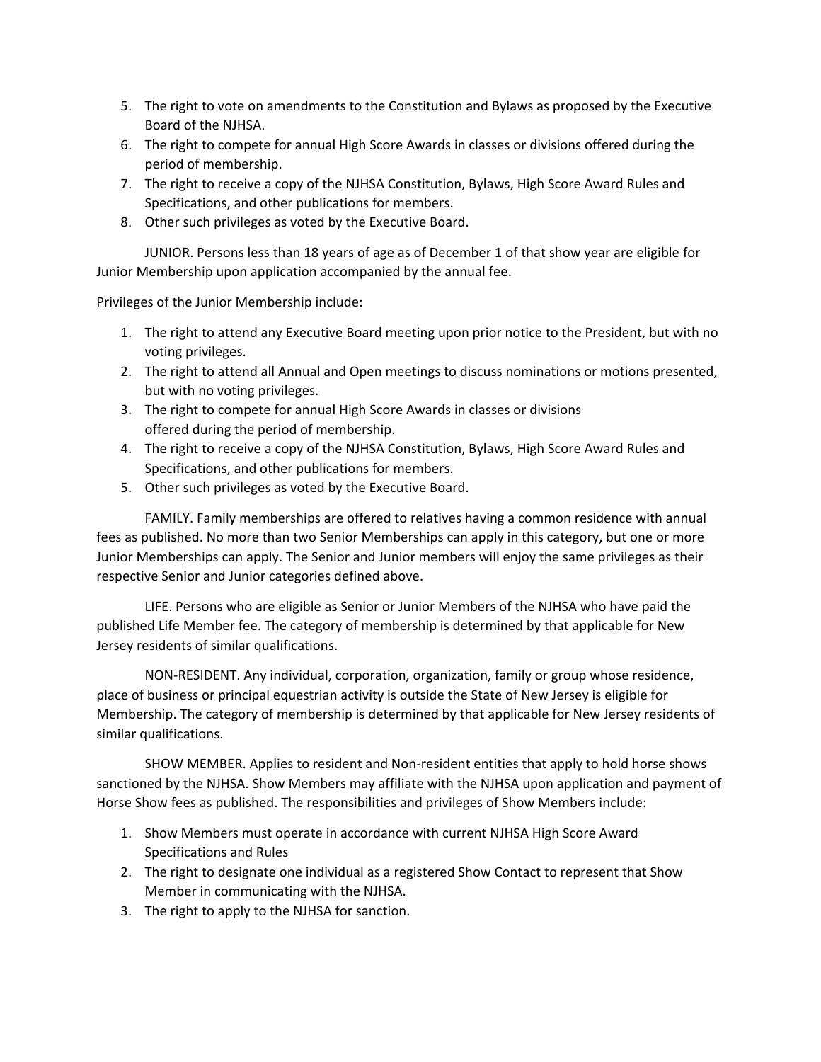5. The right to vote on amendments to the Constitution and Bylaws as proposed by the Executive Board of the NJHSA.
6. The right to compete for annual High Score Awards in classes or divisions offered during the period of membership.
7. The right to receive a copy of the NJHSA Constitution, Bylaws, High Score Award Rules and Specifications, and other publications for members.
8. Other such privileges as voted by the Executive Board.

JUNIOR. Persons less than 18 years of age as of December 1 of that show year are eligible for Junior Membership upon application accompanied by the annual fee.

Privileges of the Junior Membership include:

1. The right to attend any Executive Board meeting upon prior notice to the President, but with no voting privileges.
2. The right to attend all Annual and Open meetings to discuss nominations or motions presented, but with no voting privileges.
3. The right to compete for annual High Score Awards in classes or divisions offered during the period of membership.
4. The right to receive a copy of the NJHSA Constitution, Bylaws, High Score Award Rules and Specifications, and other publications for members.
5. Other such privileges as voted by the Executive Board.

FAMILY. Family memberships are offered to relatives having a common residence with annual fees as published. No more than two Senior Memberships can apply in this category, but one or more Junior Memberships can apply. The Senior and Junior members will enjoy the same privileges as their respective Senior and Junior categories defined above.

LIFE. Persons who are eligible as Senior or Junior Members of the NJHSA who have paid the published Life Member fee. The category of membership is determined by that applicable for New Jersey residents of similar qualifications.

NON-RESIDENT. Any individual, corporation, organization, family or group whose residence, place of business or principal equestrian activity is outside the State of New Jersey is eligible for Membership. The category of membership is determined by that applicable for New Jersey residents of similar qualifications.

SHOW MEMBER. Applies to resident and Non-resident entities that apply to hold horse shows sanctioned by the NJHSA. Show Members may affiliate with the NJHSA upon application and payment of Horse Show fees as published. The responsibilities and privileges of Show Members include:

1. Show Members must operate in accordance with current NJHSA High Score Award Specifications and Rules
2. The right to designate one individual as a registered Show Contact to represent that Show Member in communicating with the NJHSA.
3. The right to apply to the NJHSA for sanction.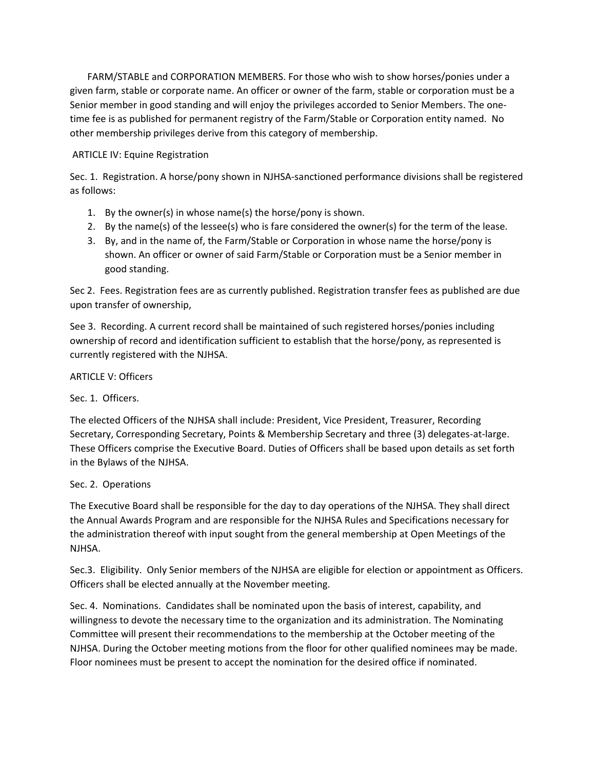FARM/STABLE and CORPORATION MEMBERS. For those who wish to show horses/ponies under a given farm, stable or corporate name. An officer or owner of the farm, stable or corporation must be a Senior member in good standing and will enjoy the privileges accorded to Senior Members. The one-time fee is as published for permanent registry of the Farm/Stable or Corporation entity named. No other membership privileges derive from this category of membership.

## ARTICLE IV: Equine Registration

Sec. 1. Registration. A horse/pony shown in NJHSA-sanctioned performance divisions shall be registered as follows:

1. By the owner(s) in whose name(s) the horse/pony is shown.
2. By the name(s) of the lessee(s) who is fare considered the owner(s) for the term of the lease.
3. By, and in the name of, the Farm/Stable or Corporation in whose name the horse/pony is shown. An officer or owner of said Farm/Stable or Corporation must be a Senior member in good standing.

Sec 2. Fees. Registration fees are as currently published. Registration transfer fees as published are due upon transfer of ownership,

See 3. Recording. A current record shall be maintained of such registered horses/ponies including ownership of record and identification sufficient to establish that the horse/pony, as represented is currently registered with the NJHSA.

## ARTICLE V: Officers

Sec. 1. Officers.

The elected Officers of the NJHSA shall include: President, Vice President, Treasurer, Recording Secretary, Corresponding Secretary, Points & Membership Secretary and three (3) delegates-at-large. These Officers comprise the Executive Board. Duties of Officers shall be based upon details as set forth in the Bylaws of the NJHSA.

Sec. 2. Operations

The Executive Board shall be responsible for the day to day operations of the NJHSA. They shall direct the Annual Awards Program and are responsible for the NJHSA Rules and Specifications necessary for the administration thereof with input sought from the general membership at Open Meetings of the NJHSA.

Sec.3. Eligibility. Only Senior members of the NJHSA are eligible for election or appointment as Officers. Officers shall be elected annually at the November meeting.

Sec. 4. Nominations. Candidates shall be nominated upon the basis of interest, capability, and willingness to devote the necessary time to the organization and its administration. The Nominating Committee will present their recommendations to the membership at the October meeting of the NJHSA. During the October meeting motions from the floor for other qualified nominees may be made. Floor nominees must be present to accept the nomination for the desired office if nominated.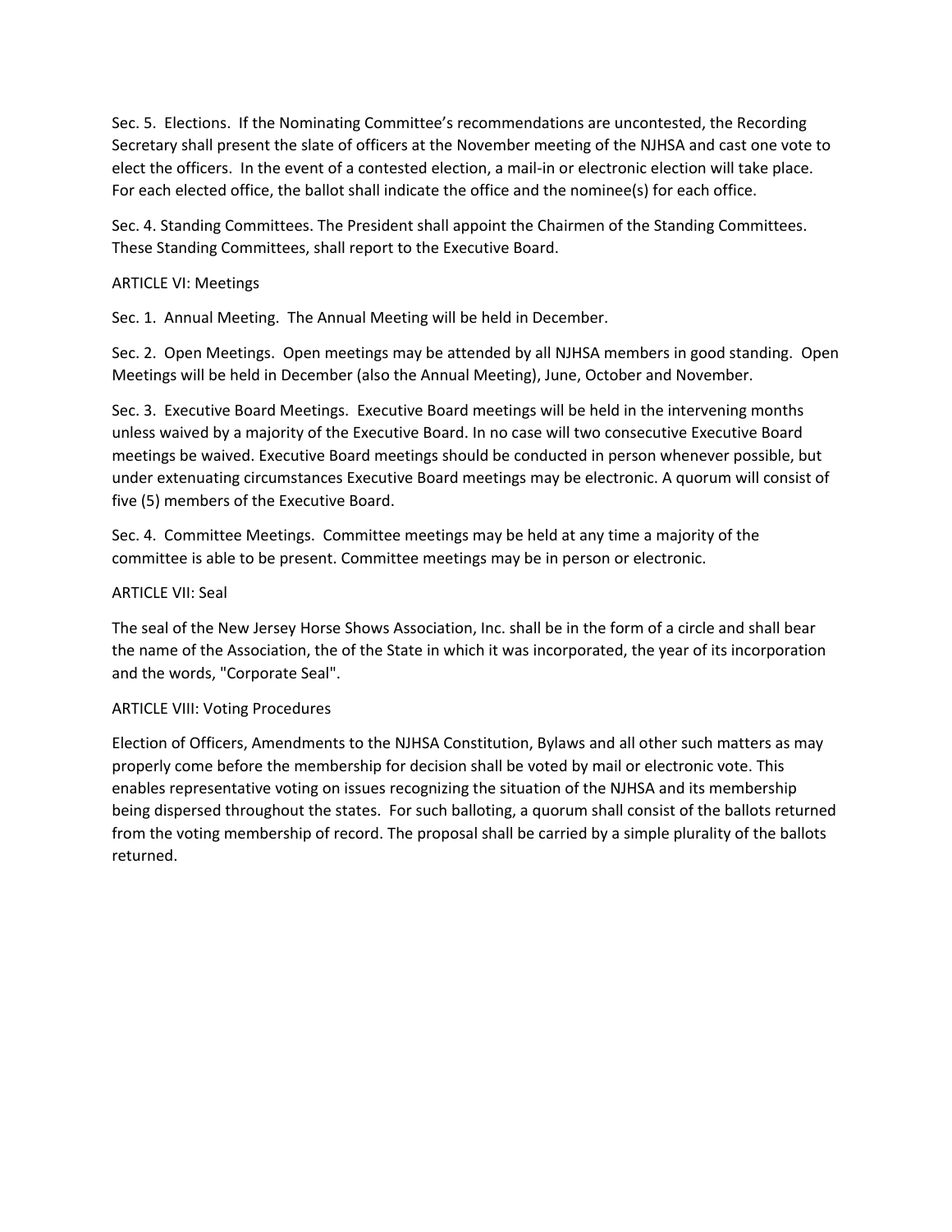Sec. 5. Elections. If the Nominating Committee's recommendations are uncontested, the Recording Secretary shall present the slate of officers at the November meeting of the NJHSA and cast one vote to elect the officers. In the event of a contested election, a mail-in or electronic election will take place. For each elected office, the ballot shall indicate the office and the nominee(s) for each office.

Sec. 4. Standing Committees. The President shall appoint the Chairmen of the Standing Committees. These Standing Committees, shall report to the Executive Board.

ARTICLE VI: Meetings

Sec. 1. Annual Meeting. The Annual Meeting will be held in December.

Sec. 2. Open Meetings. Open meetings may be attended by all NJHSA members in good standing. Open Meetings will be held in December (also the Annual Meeting), June, October and November.

Sec. 3. Executive Board Meetings. Executive Board meetings will be held in the intervening months unless waived by a majority of the Executive Board. In no case will two consecutive Executive Board meetings be waived. Executive Board meetings should be conducted in person whenever possible, but under extenuating circumstances Executive Board meetings may be electronic. A quorum will consist of five (5) members of the Executive Board.

Sec. 4. Committee Meetings. Committee meetings may be held at any time a majority of the committee is able to be present. Committee meetings may be in person or electronic.

ARTICLE VII: Seal

The seal of the New Jersey Horse Shows Association, Inc. shall be in the form of a circle and shall bear the name of the Association, the of the State in which it was incorporated, the year of its incorporation and the words, "Corporate Seal".

ARTICLE VIII: Voting Procedures

Election of Officers, Amendments to the NJHSA Constitution, Bylaws and all other such matters as may properly come before the membership for decision shall be voted by mail or electronic vote. This enables representative voting on issues recognizing the situation of the NJHSA and its membership being dispersed throughout the states. For such balloting, a quorum shall consist of the ballots returned from the voting membership of record. The proposal shall be carried by a simple plurality of the ballots returned.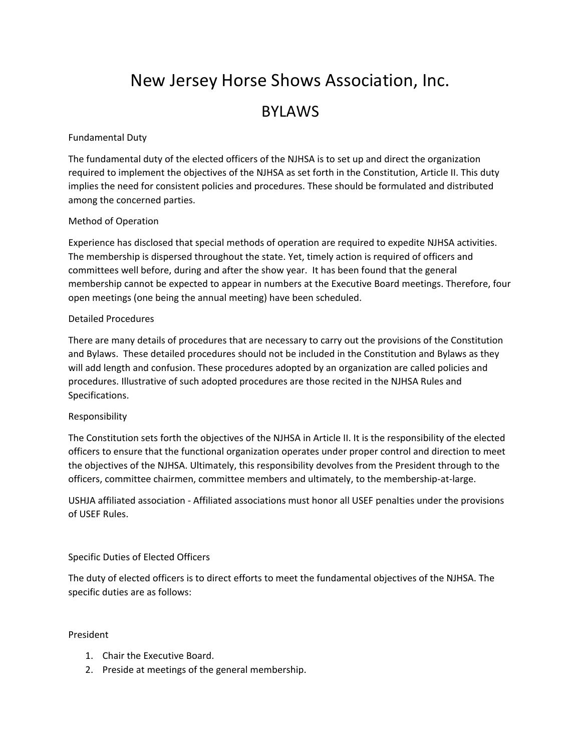# New Jersey Horse Shows Association, Inc.

## BYLAWS

Fundamental Duty

The fundamental duty of the elected officers of the NJHSA is to set up and direct the organization required to implement the objectives of the NJHSA as set forth in the Constitution, Article II. This duty implies the need for consistent policies and procedures. These should be formulated and distributed among the concerned parties.

Method of Operation

Experience has disclosed that special methods of operation are required to expedite NJHSA activities. The membership is dispersed throughout the state. Yet, timely action is required of officers and committees well before, during and after the show year. It has been found that the general membership cannot be expected to appear in numbers at the Executive Board meetings. Therefore, four open meetings (one being the annual meeting) have been scheduled.

Detailed Procedures

There are many details of procedures that are necessary to carry out the provisions of the Constitution and Bylaws. These detailed procedures should not be included in the Constitution and Bylaws as they will add length and confusion. These procedures adopted by an organization are called policies and procedures. Illustrative of such adopted procedures are those recited in the NJHSA Rules and Specifications.

Responsibility

The Constitution sets forth the objectives of the NJHSA in Article II. It is the responsibility of the elected officers to ensure that the functional organization operates under proper control and direction to meet the objectives of the NJHSA. Ultimately, this responsibility devolves from the President through to the officers, committee chairmen, committee members and ultimately, to the membership-at-large.

USHJA affiliated association - Affiliated associations must honor all USEF penalties under the provisions of USEF Rules.

Specific Duties of Elected Officers

The duty of elected officers is to direct efforts to meet the fundamental objectives of the NJHSA. The specific duties are as follows:

President

1. Chair the Executive Board.
2. Preside at meetings of the general membership.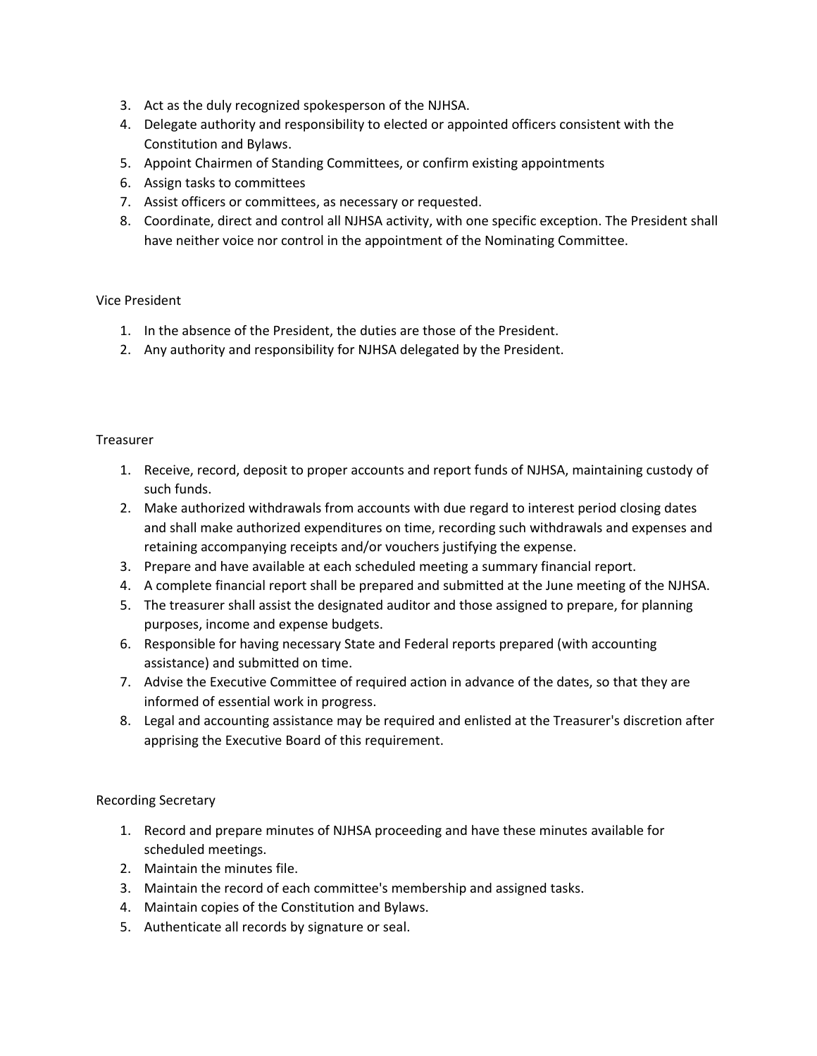3. Act as the duly recognized spokesperson of the NJHSA.
4. Delegate authority and responsibility to elected or appointed officers consistent with the Constitution and Bylaws.
5. Appoint Chairmen of Standing Committees, or confirm existing appointments
6. Assign tasks to committees
7. Assist officers or committees, as necessary or requested.
8. Coordinate, direct and control all NJHSA activity, with one specific exception. The President shall have neither voice nor control in the appointment of the Nominating Committee.

Vice President

1. In the absence of the President, the duties are those of the President.
2. Any authority and responsibility for NJHSA delegated by the President.

Treasurer

1. Receive, record, deposit to proper accounts and report funds of NJHSA, maintaining custody of such funds.
2. Make authorized withdrawals from accounts with due regard to interest period closing dates and shall make authorized expenditures on time, recording such withdrawals and expenses and retaining accompanying receipts and/or vouchers justifying the expense.
3. Prepare and have available at each scheduled meeting a summary financial report.
4. A complete financial report shall be prepared and submitted at the June meeting of the NJHSA.
5. The treasurer shall assist the designated auditor and those assigned to prepare, for planning purposes, income and expense budgets.
6. Responsible for having necessary State and Federal reports prepared (with accounting assistance) and submitted on time.
7. Advise the Executive Committee of required action in advance of the dates, so that they are informed of essential work in progress.
8. Legal and accounting assistance may be required and enlisted at the Treasurer's discretion after apprising the Executive Board of this requirement.

Recording Secretary

1. Record and prepare minutes of NJHSA proceeding and have these minutes available for scheduled meetings.
2. Maintain the minutes file.
3. Maintain the record of each committee's membership and assigned tasks.
4. Maintain copies of the Constitution and Bylaws.
5. Authenticate all records by signature or seal.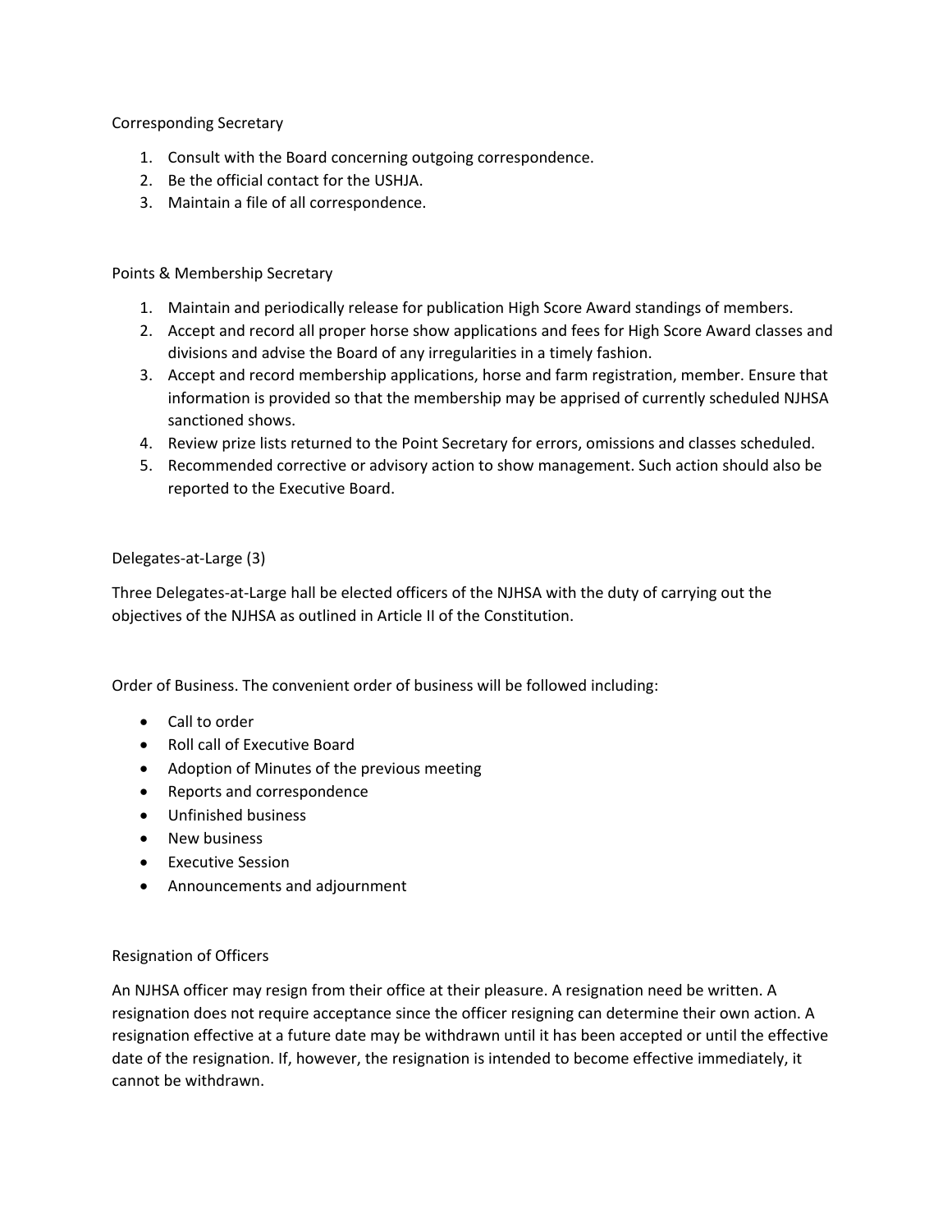Corresponding Secretary

1. Consult with the Board concerning outgoing correspondence.
2. Be the official contact for the USHJA.
3. Maintain a file of all correspondence.

Points & Membership Secretary

1. Maintain and periodically release for publication High Score Award standings of members.
2. Accept and record all proper horse show applications and fees for High Score Award classes and divisions and advise the Board of any irregularities in a timely fashion.
3. Accept and record membership applications, horse and farm registration, member. Ensure that information is provided so that the membership may be apprised of currently scheduled NJHSA sanctioned shows.
4. Review prize lists returned to the Point Secretary for errors, omissions and classes scheduled.
5. Recommended corrective or advisory action to show management. Such action should also be reported to the Executive Board.

Delegates-at-Large (3)

Three Delegates-at-Large hall be elected officers of the NJHSA with the duty of carrying out the objectives of the NJHSA as outlined in Article II of the Constitution.

Order of Business. The convenient order of business will be followed including:

- Call to order
- Roll call of Executive Board
- Adoption of Minutes of the previous meeting
- Reports and correspondence
- Unfinished business
- New business
- Executive Session
- Announcements and adjournment

Resignation of Officers

An NJHSA officer may resign from their office at their pleasure. A resignation need be written. A resignation does not require acceptance since the officer resigning can determine their own action. A resignation effective at a future date may be withdrawn until it has been accepted or until the effective date of the resignation. If, however, the resignation is intended to become effective immediately, it cannot be withdrawn.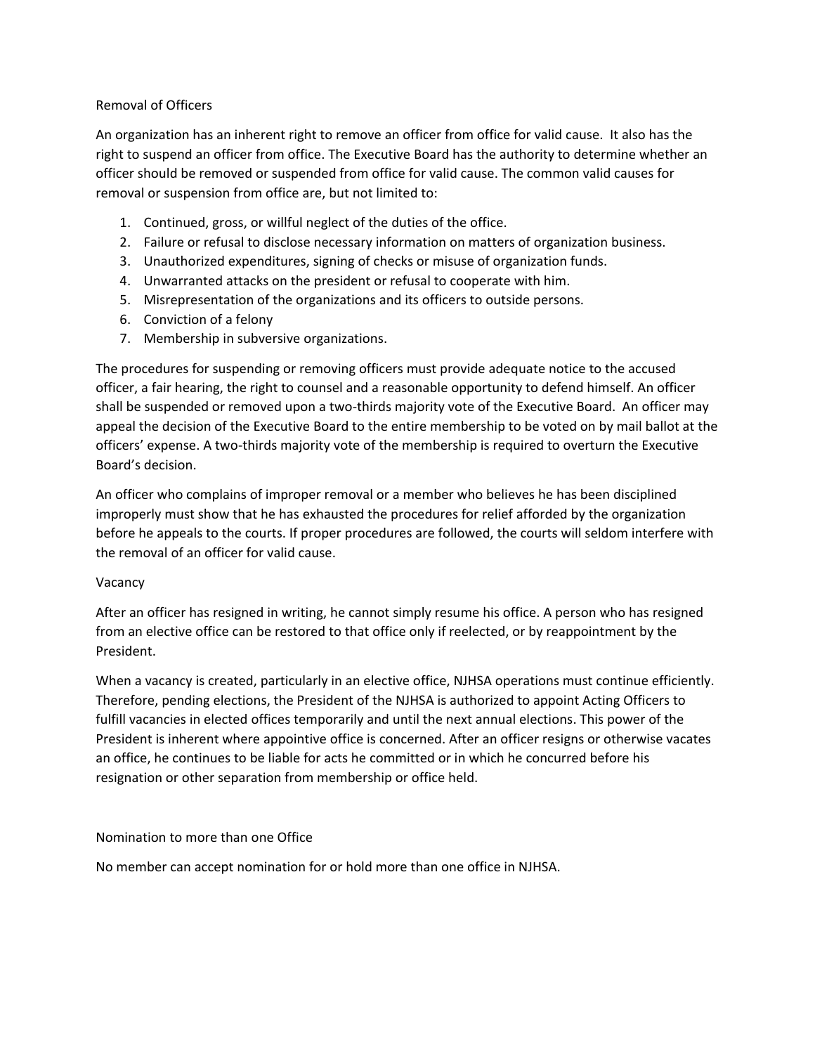## Removal of Officers

An organization has an inherent right to remove an officer from office for valid cause. It also has the right to suspend an officer from office. The Executive Board has the authority to determine whether an officer should be removed or suspended from office for valid cause. The common valid causes for removal or suspension from office are, but not limited to:

1. Continued, gross, or willful neglect of the duties of the office.
2. Failure or refusal to disclose necessary information on matters of organization business.
3. Unauthorized expenditures, signing of checks or misuse of organization funds.
4. Unwarranted attacks on the president or refusal to cooperate with him.
5. Misrepresentation of the organizations and its officers to outside persons.
6. Conviction of a felony
7. Membership in subversive organizations.

The procedures for suspending or removing officers must provide adequate notice to the accused officer, a fair hearing, the right to counsel and a reasonable opportunity to defend himself. An officer shall be suspended or removed upon a two-thirds majority vote of the Executive Board. An officer may appeal the decision of the Executive Board to the entire membership to be voted on by mail ballot at the officers' expense. A two-thirds majority vote of the membership is required to overturn the Executive Board's decision.

An officer who complains of improper removal or a member who believes he has been disciplined improperly must show that he has exhausted the procedures for relief afforded by the organization before he appeals to the courts. If proper procedures are followed, the courts will seldom interfere with the removal of an officer for valid cause.

## Vacancy

After an officer has resigned in writing, he cannot simply resume his office. A person who has resigned from an elective office can be restored to that office only if reelected, or by reappointment by the President.

When a vacancy is created, particularly in an elective office, NJHSA operations must continue efficiently. Therefore, pending elections, the President of the NJHSA is authorized to appoint Acting Officers to fulfill vacancies in elected offices temporarily and until the next annual elections. This power of the President is inherent where appointive office is concerned. After an officer resigns or otherwise vacates an office, he continues to be liable for acts he committed or in which he concurred before his resignation or other separation from membership or office held.

## Nomination to more than one Office

No member can accept nomination for or hold more than one office in NJHSA.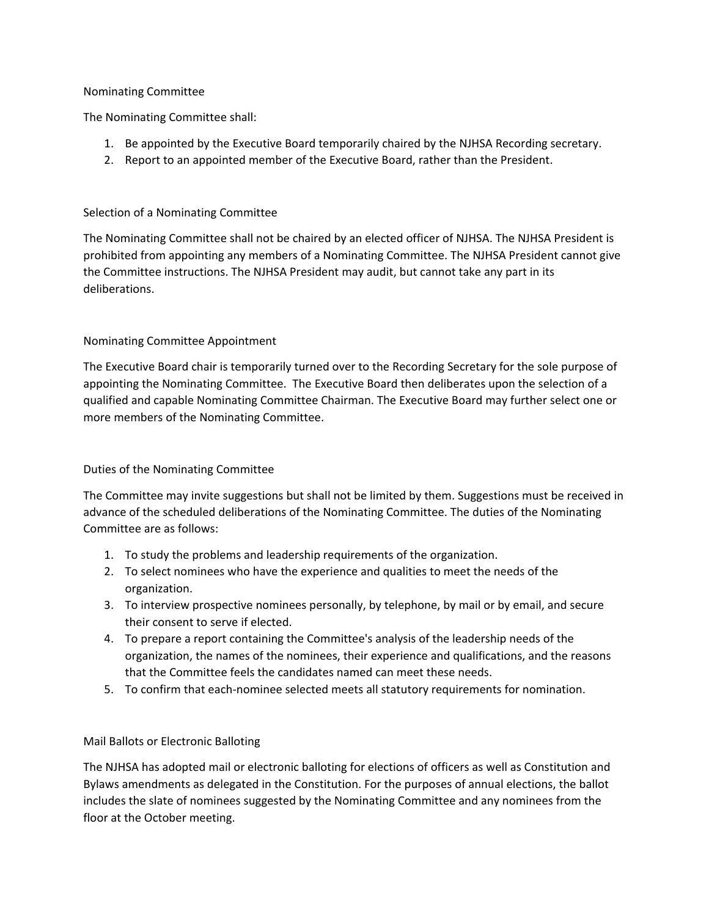## Nominating Committee

The Nominating Committee shall:

1. Be appointed by the Executive Board temporarily chaired by the NJHSA Recording secretary.
2. Report to an appointed member of the Executive Board, rather than the President.

## Selection of a Nominating Committee

The Nominating Committee shall not be chaired by an elected officer of NJHSA. The NJHSA President is prohibited from appointing any members of a Nominating Committee. The NJHSA President cannot give the Committee instructions. The NJHSA President may audit, but cannot take any part in its deliberations.

## Nominating Committee Appointment

The Executive Board chair is temporarily turned over to the Recording Secretary for the sole purpose of appointing the Nominating Committee. The Executive Board then deliberates upon the selection of a qualified and capable Nominating Committee Chairman. The Executive Board may further select one or more members of the Nominating Committee.

## Duties of the Nominating Committee

The Committee may invite suggestions but shall not be limited by them. Suggestions must be received in advance of the scheduled deliberations of the Nominating Committee. The duties of the Nominating Committee are as follows:

1. To study the problems and leadership requirements of the organization.
2. To select nominees who have the experience and qualities to meet the needs of the organization.
3. To interview prospective nominees personally, by telephone, by mail or by email, and secure their consent to serve if elected.
4. To prepare a report containing the Committee's analysis of the leadership needs of the organization, the names of the nominees, their experience and qualifications, and the reasons that the Committee feels the candidates named can meet these needs.
5. To confirm that each-nominee selected meets all statutory requirements for nomination.

## Mail Ballots or Electronic Balloting

The NJHSA has adopted mail or electronic balloting for elections of officers as well as Constitution and Bylaws amendments as delegated in the Constitution. For the purposes of annual elections, the ballot includes the slate of nominees suggested by the Nominating Committee and any nominees from the floor at the October meeting.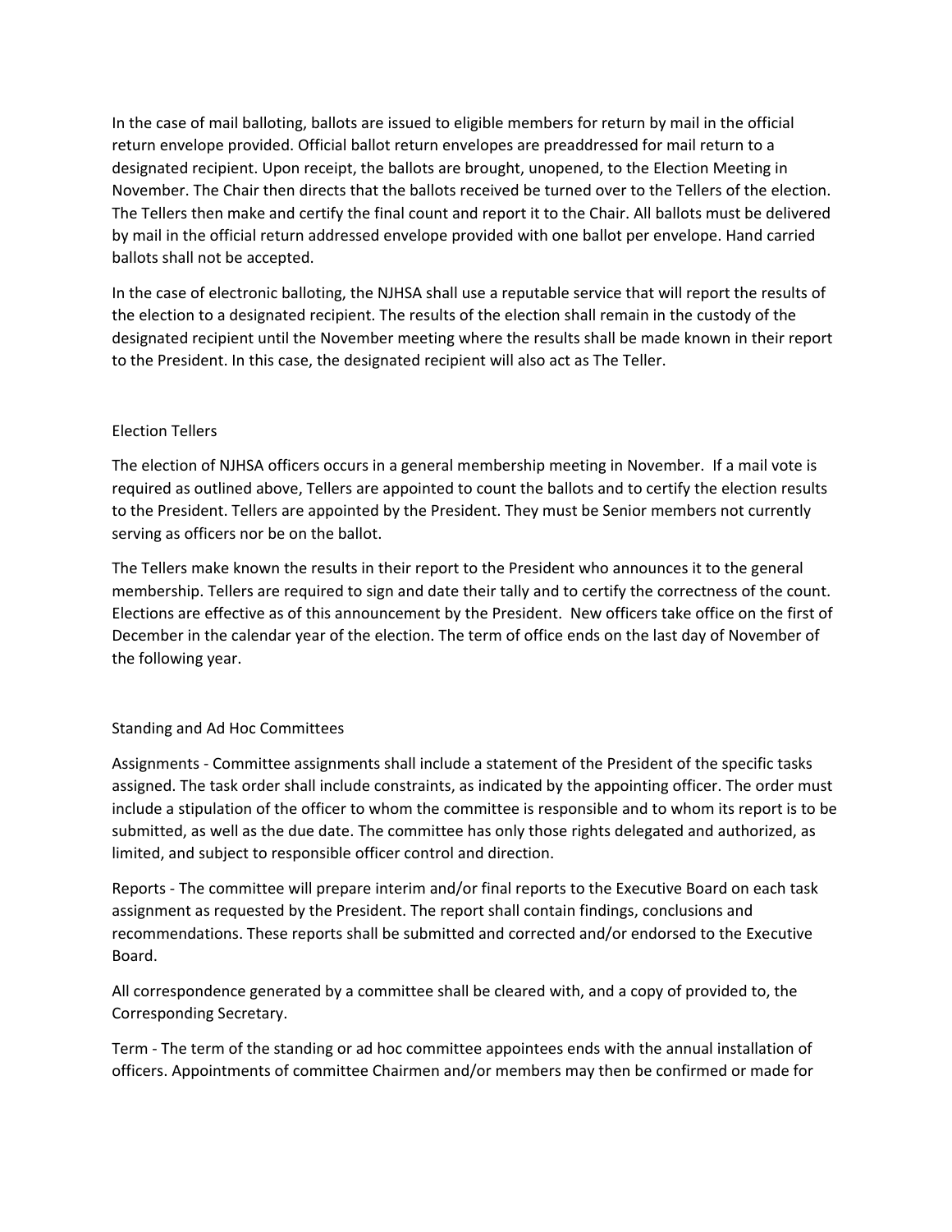In the case of mail balloting, ballots are issued to eligible members for return by mail in the official return envelope provided. Official ballot return envelopes are preaddressed for mail return to a designated recipient. Upon receipt, the ballots are brought, unopened, to the Election Meeting in November. The Chair then directs that the ballots received be turned over to the Tellers of the election. The Tellers then make and certify the final count and report it to the Chair. All ballots must be delivered by mail in the official return addressed envelope provided with one ballot per envelope. Hand carried ballots shall not be accepted.

In the case of electronic balloting, the NJHSA shall use a reputable service that will report the results of the election to a designated recipient. The results of the election shall remain in the custody of the designated recipient until the November meeting where the results shall be made known in their report to the President. In this case, the designated recipient will also act as The Teller.

## Election Tellers

The election of NJHSA officers occurs in a general membership meeting in November. If a mail vote is required as outlined above, Tellers are appointed to count the ballots and to certify the election results to the President. Tellers are appointed by the President. They must be Senior members not currently serving as officers nor be on the ballot.

The Tellers make known the results in their report to the President who announces it to the general membership. Tellers are required to sign and date their tally and to certify the correctness of the count. Elections are effective as of this announcement by the President. New officers take office on the first of December in the calendar year of the election. The term of office ends on the last day of November of the following year.

## Standing and Ad Hoc Committees

Assignments - Committee assignments shall include a statement of the President of the specific tasks assigned. The task order shall include constraints, as indicated by the appointing officer. The order must include a stipulation of the officer to whom the committee is responsible and to whom its report is to be submitted, as well as the due date. The committee has only those rights delegated and authorized, as limited, and subject to responsible officer control and direction.

Reports - The committee will prepare interim and/or final reports to the Executive Board on each task assignment as requested by the President. The report shall contain findings, conclusions and recommendations. These reports shall be submitted and corrected and/or endorsed to the Executive Board.

All correspondence generated by a committee shall be cleared with, and a copy of provided to, the Corresponding Secretary.

Term - The term of the standing or ad hoc committee appointees ends with the annual installation of officers. Appointments of committee Chairmen and/or members may then be confirmed or made for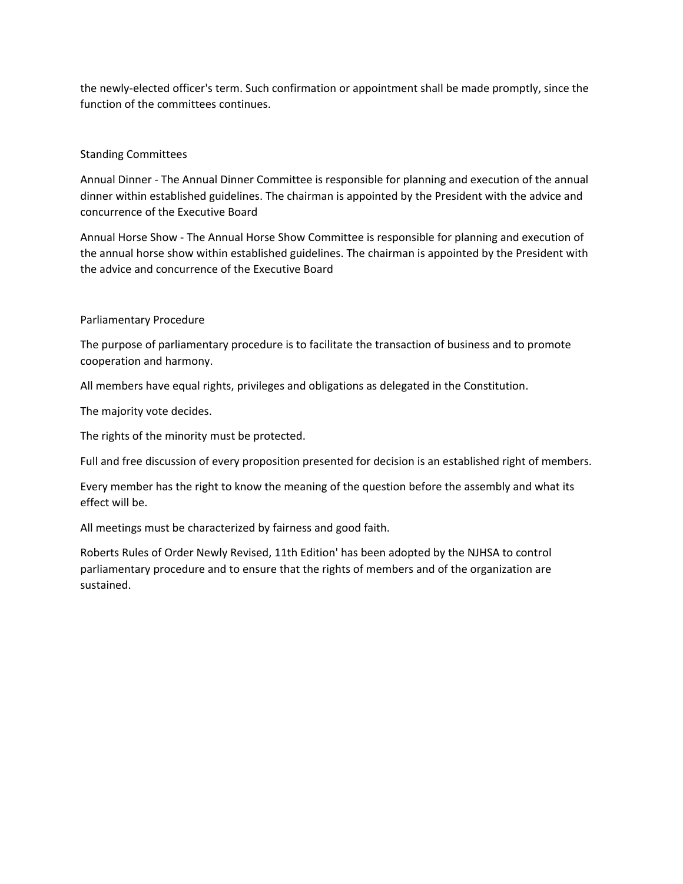the newly-elected officer's term. Such confirmation or appointment shall be made promptly, since the function of the committees continues.

## Standing Committees

Annual Dinner - The Annual Dinner Committee is responsible for planning and execution of the annual dinner within established guidelines. The chairman is appointed by the President with the advice and concurrence of the Executive Board

Annual Horse Show - The Annual Horse Show Committee is responsible for planning and execution of the annual horse show within established guidelines. The chairman is appointed by the President with the advice and concurrence of the Executive Board

## Parliamentary Procedure

The purpose of parliamentary procedure is to facilitate the transaction of business and to promote cooperation and harmony.

All members have equal rights, privileges and obligations as delegated in the Constitution.

The majority vote decides.

The rights of the minority must be protected.

Full and free discussion of every proposition presented for decision is an established right of members.

Every member has the right to know the meaning of the question before the assembly and what its effect will be.

All meetings must be characterized by fairness and good faith.

Roberts Rules of Order Newly Revised, 11th Edition' has been adopted by the NJHSA to control parliamentary procedure and to ensure that the rights of members and of the organization are sustained.